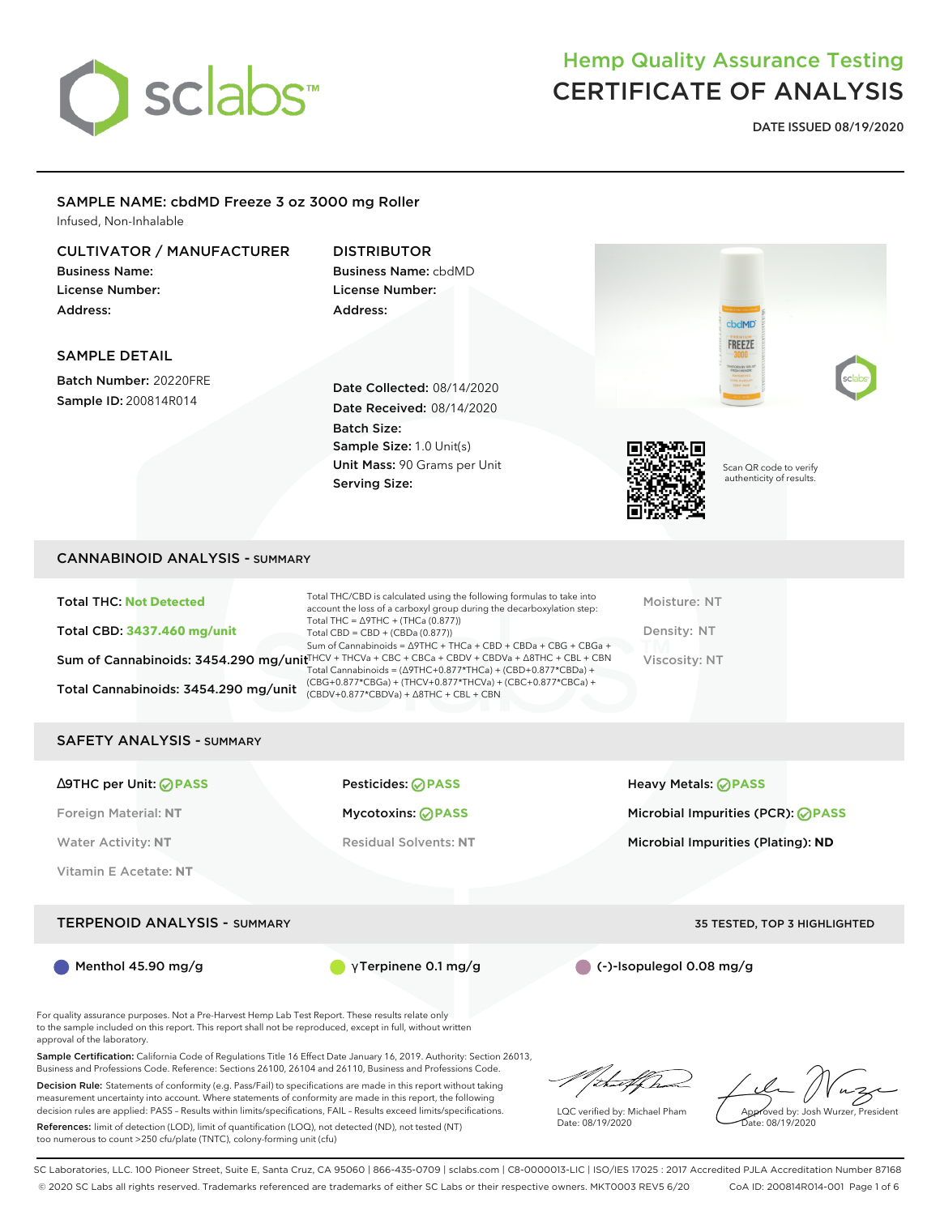# sclabs

## Hemp Quality Assurance Testing
## CERTIFICATE OF ANALYSIS

**DATE ISSUED 08/19/2020**

### SAMPLE NAME: cbdMD Freeze 3 oz 3000 mg Roller
Infused, Non-Inhalable

**CULTIVATOR / MANUFACTURER**
Business Name:
License Number:
Address:

**DISTRIBUTOR**
Business Name: cbdMD
License Number:
Address:

**SAMPLE DETAIL**
Batch Number: 20220FRE
Sample ID: 200814R014

Date Collected: 08/14/2020
Date Received: 08/14/2020
Batch Size:
Sample Size: 1.0 Unit(s)
Unit Mass: 90 Grams per Unit
Serving Size:

Scan QR code to verify authenticity of results.

## CANNABINOID ANALYSIS - SUMMARY

Total THC: **Not Detected**
Total CBD: **3437.460 mg/unit**
Sum of Cannabinoids: 3454.290 mg/unit
Total Cannabinoids: 3454.290 mg/unit

Total THC/CBD is calculated using the following formulas to take into account the loss of a carboxyl group during the decarboxylation step:
Total THC = Δ9THC + (THCa (0.877))
Total CBD = CBD + (CBDa (0.877))
Sum of Cannabinoids = Δ9THC + THCa + CBD + CBDa + CBG + CBGa + THCV + THCVa + CBC + CBCa + CBDV + CBDVa + Δ8THC + CBL + CBN
Total Cannabinoids = (Δ9THC+0.877*THCa) + (CBD+0.877*CBDa) + (CBG+0.877*CBGa) + (THCV+0.877*THCVa) + (CBC+0.877*CBCa) + (CBDV+0.877*CBDVa) + Δ8THC + CBL + CBN

Moisture: NT
Density: NT
Viscosity: NT

## SAFETY ANALYSIS - SUMMARY

Δ9THC per Unit: **PASS**
Foreign Material: **NT**
Water Activity: **NT**
Vitamin E Acetate: **NT**

Pesticides: **PASS**
Mycotoxins: **PASS**
Residual Solvents: **NT**

Heavy Metals: **PASS**
Microbial Impurities (PCR): **PASS**
Microbial Impurities (Plating): **ND**

## TERPENOID ANALYSIS - SUMMARY

35 TESTED, TOP 3 HIGHLIGHTED

Menthol 45.90 mg/g
γTerpinene 0.1 mg/g
(-)-Isopulegol 0.08 mg/g

For quality assurance purposes. Not a Pre-Harvest Hemp Lab Test Report. These results relate only to the sample included on this report. This report shall not be reproduced, except in full, without written approval of the laboratory.

**Sample Certification:** California Code of Regulations Title 16 Effect Date January 16, 2019. Authority: Section 26013, Business and Professions Code. Reference: Sections 26100, 26104 and 26110, Business and Professions Code.

**Decision Rule:** Statements of conformity (e.g. Pass/Fail) to specifications are made in this report without taking measurement uncertainty into account. Where statements of conformity are made in this report, the following decision rules are applied: PASS – Results within limits/specifications, FAIL – Results exceed limits/specifications.

**References:** limit of detection (LOD), limit of quantification (LOQ), not detected (ND), not tested (NT) too numerous to count >250 cfu/plate (TNTC), colony-forming unit (cfu)

LQC verified by: Michael Pham
Date: 08/19/2020

Approved by: Josh Wurzer, President
Date: 08/19/2020

SC Laboratories, LLC. 100 Pioneer Street, Suite E, Santa Cruz, CA 95060 | 866-435-0709 | sclabs.com | C8-0000013-LIC | ISO/IES 17025 : 2017 Accredited PJLA Accreditation Number 87168
© 2020 SC Labs all rights reserved. Trademarks referenced are trademarks of either SC Labs or their respective owners. MKT0003 REV5 6/20 CoA ID: 200814R014-001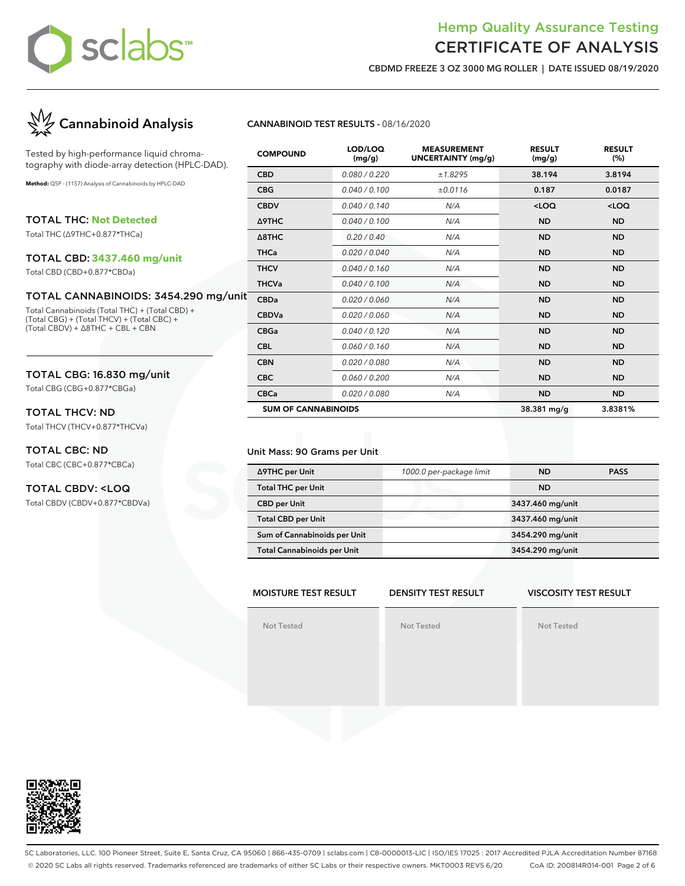# Hemp Quality Assurance Testing
# CERTIFICATE OF ANALYSIS

**CBDMD FREEZE 3 OZ 3000 MG ROLLER | DATE ISSUED 08/19/2020**

## Cannabinoid Analysis

Tested by high-performance liquid chromatography with diode-array detection (HPLC-DAD).

**Method:** QSP - (1157) Analysis of Cannabinoids by HPLC-DAD

### TOTAL THC: Not Detected
Total THC (Δ9THC+0.877*THCa)

### TOTAL CBD: 3437.460 mg/unit
Total CBD (CBD+0.877*CBDa)

### TOTAL CANNABINOIDS: 3454.290 mg/unit
Total Cannabinoids (Total THC) + (Total CBD) + (Total CBG) + (Total THCV) + (Total CBC) + (Total CBDV) + Δ8THC + CBL + CBN

### TOTAL CBG: 16.830 mg/unit
Total CBG (CBG+0.877*CBGa)

### TOTAL THCV: ND
Total THCV (THCV+0.877*THCVa)

### TOTAL CBC: ND
Total CBC (CBC+0.877*CBCa)

### TOTAL CBDV: <LOQ
Total CBDV (CBDV+0.877*CBDVa)

**CANNABINOID TEST RESULTS** - 08/16/2020

| COMPOUND | LOD/LOQ (mg/g) | MEASUREMENT UNCERTAINTY (mg/g) | RESULT (mg/g) | RESULT (%) |
|---|---|---|---|---|
| CBD | 0.080 / 0.220 | ±1.8295 | 38.194 | 3.8194 |
| CBG | 0.040 / 0.100 | ±0.0116 | 0.187 | 0.0187 |
| CBDV | 0.040 / 0.140 | N/A | <LOQ | <LOQ |
| Δ9THC | 0.040 / 0.100 | N/A | ND | ND |
| Δ8THC | 0.20 / 0.40 | N/A | ND | ND |
| THCa | 0.020 / 0.040 | N/A | ND | ND |
| THCV | 0.040 / 0.160 | N/A | ND | ND |
| THCVa | 0.040 / 0.100 | N/A | ND | ND |
| CBDa | 0.020 / 0.060 | N/A | ND | ND |
| CBDVa | 0.020 / 0.060 | N/A | ND | ND |
| CBGa | 0.040 / 0.120 | N/A | ND | ND |
| CBL | 0.060 / 0.160 | N/A | ND | ND |
| CBN | 0.020 / 0.080 | N/A | ND | ND |
| CBC | 0.060 / 0.200 | N/A | ND | ND |
| CBCa | 0.020 / 0.080 | N/A | ND | ND |
| **SUM OF CANNABINOIDS** | | | 38.381 mg/g | 3.8381% |

Unit Mass: 90 Grams per Unit

| | | | |
|---|---|---|---|
| Δ9THC per Unit | 1000.0 per-package limit | ND | PASS |
| Total THC per Unit | | ND | |
| CBD per Unit | | 3437.460 mg/unit | |
| Total CBD per Unit | | 3437.460 mg/unit | |
| Sum of Cannabinoids per Unit | | 3454.290 mg/unit | |
| Total Cannabinoids per Unit | | 3454.290 mg/unit | |

| MOISTURE TEST RESULT | DENSITY TEST RESULT | VISCOSITY TEST RESULT |
|---|---|---|
| Not Tested | Not Tested | Not Tested |

SC Laboratories, LLC. 100 Pioneer Street, Suite E, Santa Cruz, CA 95060 | 866-435-0709 | sclabs.com | C8-0000013-LIC | ISO/IES 17025 : 2017 Accredited PJLA Accreditation Number 87168
© 2020 SC Labs all rights reserved. Trademarks referenced are trademarks of either SC Labs or their respective owners. MKT0003 REV5 6/20 CoA ID: 200814R014-001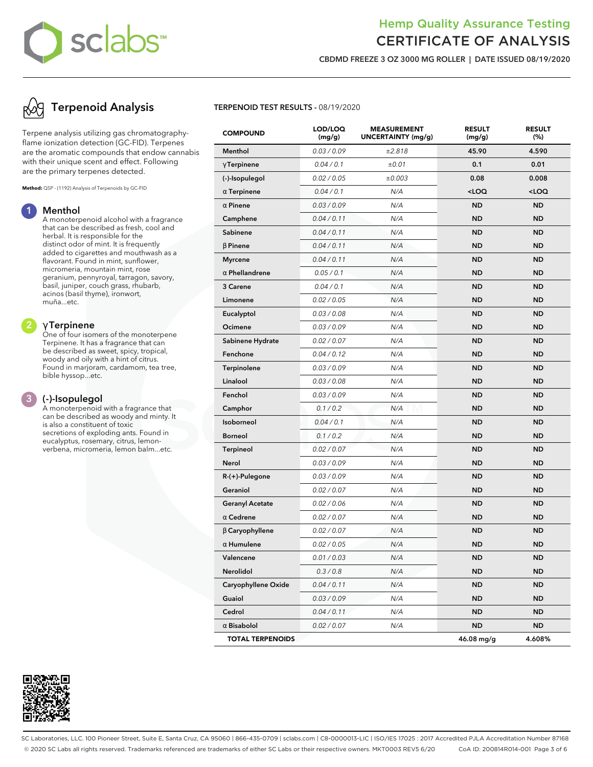# Hemp Quality Assurance Testing
# CERTIFICATE OF ANALYSIS

**CBDMD FREEZE 3 OZ 3000 MG ROLLER | DATE ISSUED 08/19/2020**

## Terpenoid Analysis

Terpene analysis utilizing gas chromatography-flame ionization detection (GC-FID). Terpenes are the aromatic compounds that endow cannabis with their unique scent and effect. Following are the primary terpenes detected.

**Method:** QSP - (1192) Analysis of Terpenoids by GC-FID

### 1 Menthol

A monoterpenoid alcohol with a fragrance that can be described as fresh, cool and herbal. It is responsible for the distinct odor of mint. It is frequently added to cigarettes and mouthwash as a flavorant. Found in mint, sunflower, micromeria, mountain mint, rose geranium, pennyroyal, tarragon, savory, basil, juniper, couch grass, rhubarb, acinos (basil thyme), ironwort, muña...etc.

### 2 γTerpinene

One of four isomers of the monoterpene Terpinene. It has a fragrance that can be described as sweet, spicy, tropical, woody and oily with a hint of citrus. Found in marjoram, cardamom, tea tree, bible hyssop...etc.

### 3 (-)-Isopulegol

A monoterpenoid with a fragrance that can be described as woody and minty. It is also a constituent of toxic secretions of exploding ants. Found in eucalyptus, rosemary, citrus, lemon-verbena, micromeria, lemon balm...etc.

**TERPENOID TEST RESULTS** - 08/19/2020

| COMPOUND | LOD/LOQ (mg/g) | MEASUREMENT UNCERTAINTY (mg/g) | RESULT (mg/g) | RESULT (%) |
|---|---|---|---|---|
| Menthol | 0.03 / 0.09 | ±2.818 | 45.90 | 4.590 |
| γTerpinene | 0.04 / 0.1 | ±0.01 | 0.1 | 0.01 |
| (-)-Isopulegol | 0.02 / 0.05 | ±0.003 | 0.08 | 0.008 |
| α Terpinene | 0.04 / 0.1 | N/A | <LOQ | <LOQ |
| α Pinene | 0.03 / 0.09 | N/A | ND | ND |
| Camphene | 0.04 / 0.11 | N/A | ND | ND |
| Sabinene | 0.04 / 0.11 | N/A | ND | ND |
| β Pinene | 0.04 / 0.11 | N/A | ND | ND |
| Myrcene | 0.04 / 0.11 | N/A | ND | ND |
| α Phellandrene | 0.05 / 0.1 | N/A | ND | ND |
| 3 Carene | 0.04 / 0.1 | N/A | ND | ND |
| Limonene | 0.02 / 0.05 | N/A | ND | ND |
| Eucalyptol | 0.03 / 0.08 | N/A | ND | ND |
| Ocimene | 0.03 / 0.09 | N/A | ND | ND |
| Sabinene Hydrate | 0.02 / 0.07 | N/A | ND | ND |
| Fenchone | 0.04 / 0.12 | N/A | ND | ND |
| Terpinolene | 0.03 / 0.09 | N/A | ND | ND |
| Linalool | 0.03 / 0.08 | N/A | ND | ND |
| Fenchol | 0.03 / 0.09 | N/A | ND | ND |
| Camphor | 0.1 / 0.2 | N/A | ND | ND |
| Isoborneol | 0.04 / 0.1 | N/A | ND | ND |
| Borneol | 0.1 / 0.2 | N/A | ND | ND |
| Terpineol | 0.02 / 0.07 | N/A | ND | ND |
| Nerol | 0.03 / 0.09 | N/A | ND | ND |
| R-(+)-Pulegone | 0.03 / 0.09 | N/A | ND | ND |
| Geraniol | 0.02 / 0.07 | N/A | ND | ND |
| Geranyl Acetate | 0.02 / 0.06 | N/A | ND | ND |
| α Cedrene | 0.02 / 0.07 | N/A | ND | ND |
| β Caryophyllene | 0.02 / 0.07 | N/A | ND | ND |
| α Humulene | 0.02 / 0.05 | N/A | ND | ND |
| Valencene | 0.01 / 0.03 | N/A | ND | ND |
| Nerolidol | 0.3 / 0.8 | N/A | ND | ND |
| Caryophyllene Oxide | 0.04 / 0.11 | N/A | ND | ND |
| Guaiol | 0.03 / 0.09 | N/A | ND | ND |
| Cedrol | 0.04 / 0.11 | N/A | ND | ND |
| α Bisabolol | 0.02 / 0.07 | N/A | ND | ND |
| **TOTAL TERPENOIDS** | | | **46.08 mg/g** | **4.608%** |

SC Laboratories, LLC. 100 Pioneer Street, Suite E, Santa Cruz, CA 95060 | 866-435-0709 | sclabs.com | C8-0000013-LIC | ISO/IES 17025 : 2017 Accredited PJLA Accreditation Number 87168
© 2020 SC Labs all rights reserved. Trademarks referenced are trademarks of either SC Labs or their respective owners. MKT0003 REV5 6/20 CoA ID: 200814R014-001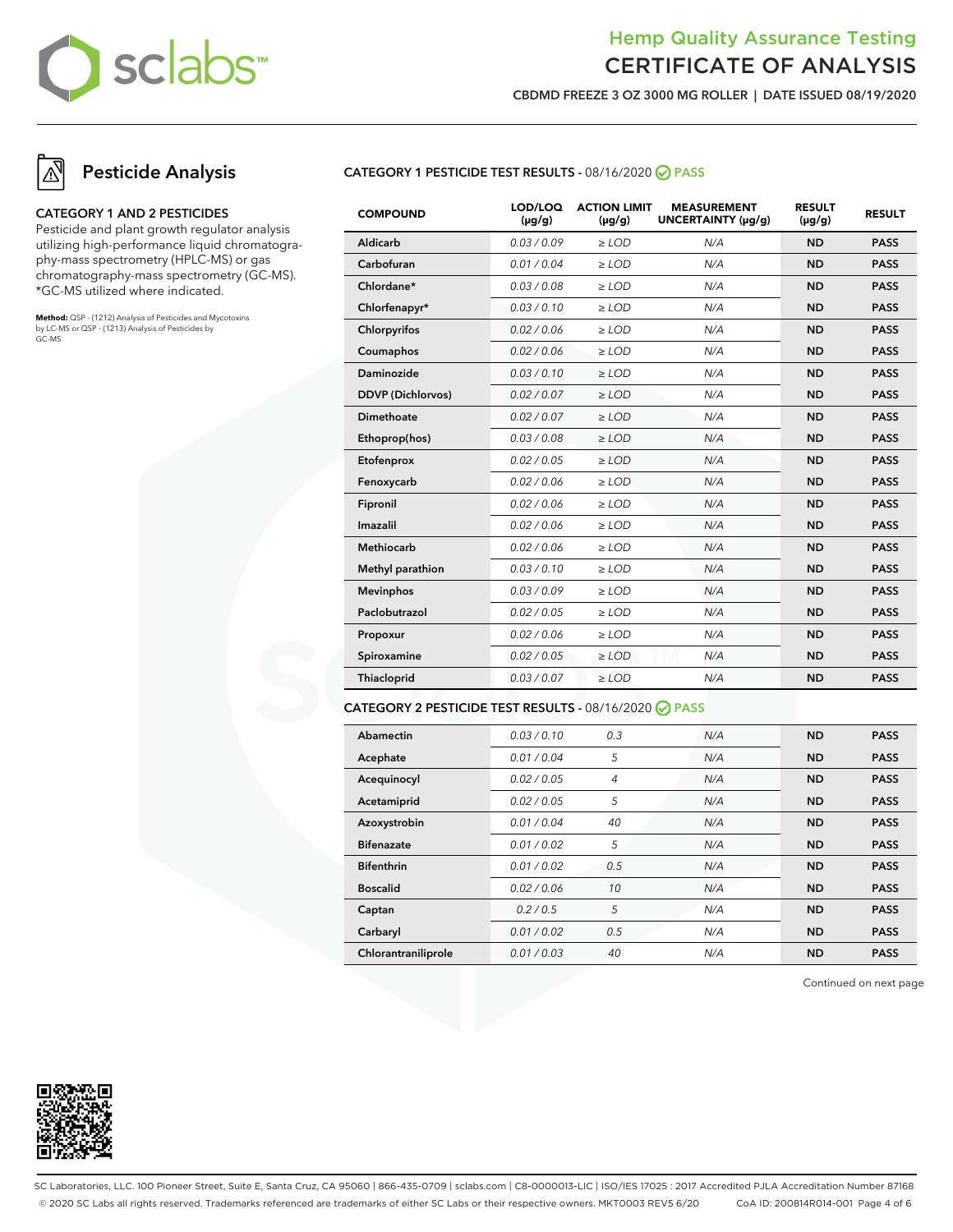# Hemp Quality Assurance Testing
# CERTIFICATE OF ANALYSIS

**CBDMD FREEZE 3 OZ 3000 MG ROLLER | DATE ISSUED 08/19/2020**

## Pesticide Analysis

### CATEGORY 1 AND 2 PESTICIDES

Pesticide and plant growth regulator analysis utilizing high-performance liquid chromatography-mass spectrometry (HPLC-MS) or gas chromatography-mass spectrometry (GC-MS). *GC-MS utilized where indicated.

**Method:** QSP - (1212) Analysis of Pesticides and Mycotoxins by LC-MS or QSP - (1213) Analysis of Pesticides by GC-MS

### CATEGORY 1 PESTICIDE TEST RESULTS - 08/16/2020 PASS

| COMPOUND | LOD/LOQ (µg/g) | ACTION LIMIT (µg/g) | MEASUREMENT UNCERTAINTY (µg/g) | RESULT (µg/g) | RESULT |
|---|---|---|---|---|---|
| Aldicarb | 0.03 / 0.09 | ≥ LOD | N/A | ND | PASS |
| Carbofuran | 0.01 / 0.04 | ≥ LOD | N/A | ND | PASS |
| Chlordane* | 0.03 / 0.08 | ≥ LOD | N/A | ND | PASS |
| Chlorfenapyr* | 0.03 / 0.10 | ≥ LOD | N/A | ND | PASS |
| Chlorpyrifos | 0.02 / 0.06 | ≥ LOD | N/A | ND | PASS |
| Coumaphos | 0.02 / 0.06 | ≥ LOD | N/A | ND | PASS |
| Daminozide | 0.03 / 0.10 | ≥ LOD | N/A | ND | PASS |
| DDVP (Dichlorvos) | 0.02 / 0.07 | ≥ LOD | N/A | ND | PASS |
| Dimethoate | 0.02 / 0.07 | ≥ LOD | N/A | ND | PASS |
| Ethoprop(hos) | 0.03 / 0.08 | ≥ LOD | N/A | ND | PASS |
| Etofenprox | 0.02 / 0.05 | ≥ LOD | N/A | ND | PASS |
| Fenoxycarb | 0.02 / 0.06 | ≥ LOD | N/A | ND | PASS |
| Fipronil | 0.02 / 0.06 | ≥ LOD | N/A | ND | PASS |
| Imazalil | 0.02 / 0.06 | ≥ LOD | N/A | ND | PASS |
| Methiocarb | 0.02 / 0.06 | ≥ LOD | N/A | ND | PASS |
| Methyl parathion | 0.03 / 0.10 | ≥ LOD | N/A | ND | PASS |
| Mevinphos | 0.03 / 0.09 | ≥ LOD | N/A | ND | PASS |
| Paclobutrazol | 0.02 / 0.05 | ≥ LOD | N/A | ND | PASS |
| Propoxur | 0.02 / 0.06 | ≥ LOD | N/A | ND | PASS |
| Spiroxamine | 0.02 / 0.05 | ≥ LOD | N/A | ND | PASS |
| Thiacloprid | 0.03 / 0.07 | ≥ LOD | N/A | ND | PASS |

### CATEGORY 2 PESTICIDE TEST RESULTS - 08/16/2020 PASS

| COMPOUND | LOD/LOQ (µg/g) | ACTION LIMIT (µg/g) | MEASUREMENT UNCERTAINTY (µg/g) | RESULT (µg/g) | RESULT |
|---|---|---|---|---|---|
| Abamectin | 0.03 / 0.10 | 0.3 | N/A | ND | PASS |
| Acephate | 0.01 / 0.04 | 5 | N/A | ND | PASS |
| Acequinocyl | 0.02 / 0.05 | 4 | N/A | ND | PASS |
| Acetamiprid | 0.02 / 0.05 | 5 | N/A | ND | PASS |
| Azoxystrobin | 0.01 / 0.04 | 40 | N/A | ND | PASS |
| Bifenazate | 0.01 / 0.02 | 5 | N/A | ND | PASS |
| Bifenthrin | 0.01 / 0.02 | 0.5 | N/A | ND | PASS |
| Boscalid | 0.02 / 0.06 | 10 | N/A | ND | PASS |
| Captan | 0.2 / 0.5 | 5 | N/A | ND | PASS |
| Carbaryl | 0.01 / 0.02 | 0.5 | N/A | ND | PASS |
| Chlorantraniliprole | 0.01 / 0.03 | 40 | N/A | ND | PASS |

Continued on next page

SC Laboratories, LLC. 100 Pioneer Street, Suite E, Santa Cruz, CA 95060 | 866-435-0709 | sclabs.com | C8-0000013-LIC | ISO/IES 17025 : 2017 Accredited PJLA Accreditation Number 87168
© 2020 SC Labs all rights reserved. Trademarks referenced are trademarks of either SC Labs or their respective owners. MKT0003 REV5 6/20 CoA ID: 200814R014-001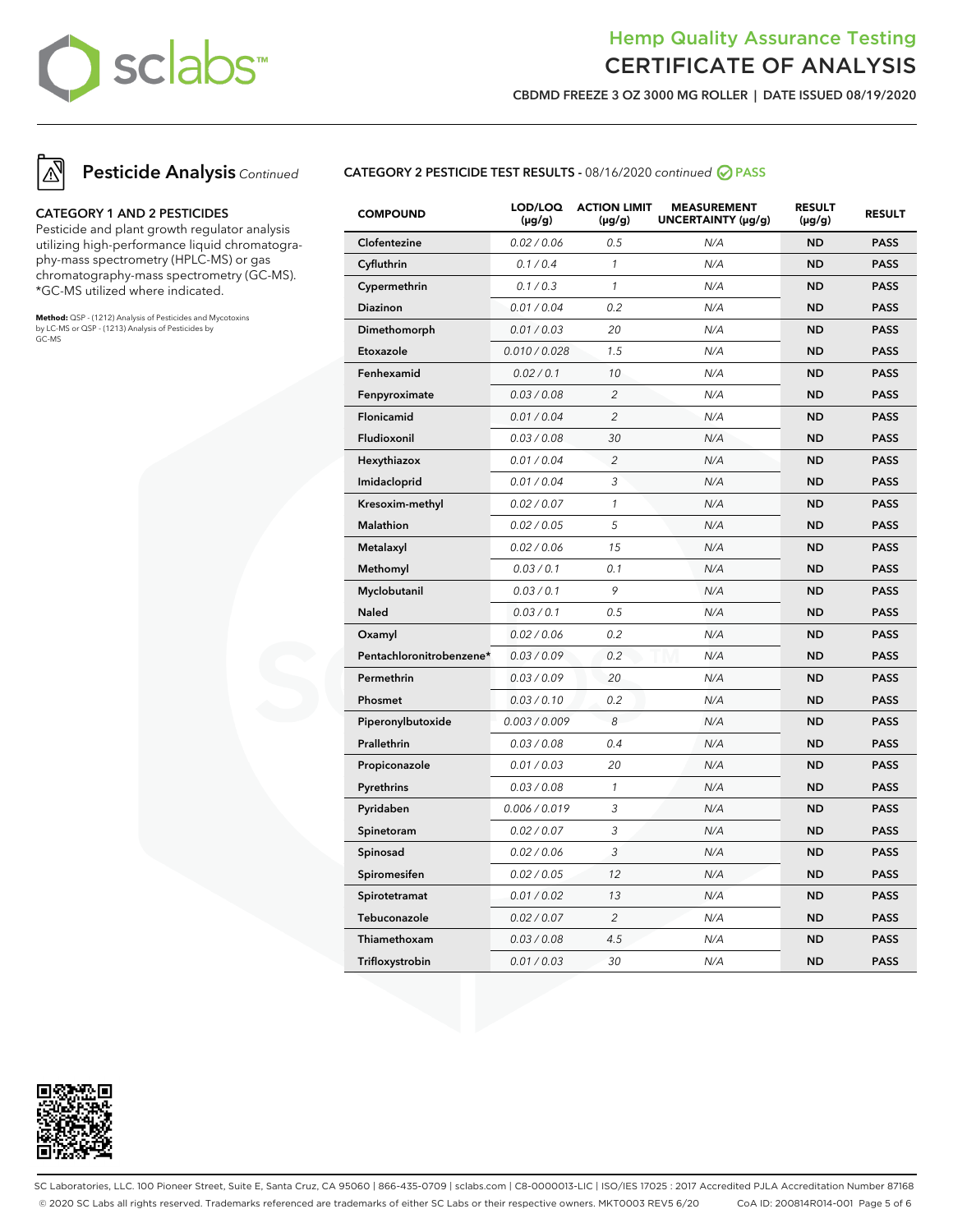# Hemp Quality Assurance Testing
## CERTIFICATE OF ANALYSIS

**CBDMD FREEZE 3 OZ 3000 MG ROLLER | DATE ISSUED 08/19/2020**

## Pesticide Analysis *Continued*

### CATEGORY 1 AND 2 PESTICIDES

Pesticide and plant growth regulator analysis utilizing high-performance liquid chromatography-mass spectrometry (HPLC-MS) or gas chromatography-mass spectrometry (GC-MS). *GC-MS utilized where indicated.

**Method:** QSP - (1212) Analysis of Pesticides and Mycotoxins by LC-MS or QSP - (1213) Analysis of Pesticides by GC-MS

### CATEGORY 2 PESTICIDE TEST RESULTS - 08/16/2020 *continued* PASS

| COMPOUND | LOD/LOQ (µg/g) | ACTION LIMIT (µg/g) | MEASUREMENT UNCERTAINTY (µg/g) | RESULT (µg/g) | RESULT |
|---|---|---|---|---|---|
| Clofentezine | 0.02 / 0.06 | 0.5 | N/A | ND | PASS |
| Cyfluthrin | 0.1 / 0.4 | 1 | N/A | ND | PASS |
| Cypermethrin | 0.1 / 0.3 | 1 | N/A | ND | PASS |
| Diazinon | 0.01 / 0.04 | 0.2 | N/A | ND | PASS |
| Dimethomorph | 0.01 / 0.03 | 20 | N/A | ND | PASS |
| Etoxazole | 0.010 / 0.028 | 1.5 | N/A | ND | PASS |
| Fenhexamid | 0.02 / 0.1 | 10 | N/A | ND | PASS |
| Fenpyroximate | 0.03 / 0.08 | 2 | N/A | ND | PASS |
| Flonicamid | 0.01 / 0.04 | 2 | N/A | ND | PASS |
| Fludioxonil | 0.03 / 0.08 | 30 | N/A | ND | PASS |
| Hexythiazox | 0.01 / 0.04 | 2 | N/A | ND | PASS |
| Imidacloprid | 0.01 / 0.04 | 3 | N/A | ND | PASS |
| Kresoxim-methyl | 0.02 / 0.07 | 1 | N/A | ND | PASS |
| Malathion | 0.02 / 0.05 | 5 | N/A | ND | PASS |
| Metalaxyl | 0.02 / 0.06 | 15 | N/A | ND | PASS |
| Methomyl | 0.03 / 0.1 | 0.1 | N/A | ND | PASS |
| Myclobutanil | 0.03 / 0.1 | 9 | N/A | ND | PASS |
| Naled | 0.03 / 0.1 | 0.5 | N/A | ND | PASS |
| Oxamyl | 0.02 / 0.06 | 0.2 | N/A | ND | PASS |
| Pentachloronitrobenzene* | 0.03 / 0.09 | 0.2 | N/A | ND | PASS |
| Permethrin | 0.03 / 0.09 | 20 | N/A | ND | PASS |
| Phosmet | 0.03 / 0.10 | 0.2 | N/A | ND | PASS |
| Piperonylbutoxide | 0.003 / 0.009 | 8 | N/A | ND | PASS |
| Prallethrin | 0.03 / 0.08 | 0.4 | N/A | ND | PASS |
| Propiconazole | 0.01 / 0.03 | 20 | N/A | ND | PASS |
| Pyrethrins | 0.03 / 0.08 | 1 | N/A | ND | PASS |
| Pyridaben | 0.006 / 0.019 | 3 | N/A | ND | PASS |
| Spinetoram | 0.02 / 0.07 | 3 | N/A | ND | PASS |
| Spinosad | 0.02 / 0.06 | 3 | N/A | ND | PASS |
| Spiromesifen | 0.02 / 0.05 | 12 | N/A | ND | PASS |
| Spirotetramat | 0.01 / 0.02 | 13 | N/A | ND | PASS |
| Tebuconazole | 0.02 / 0.07 | 2 | N/A | ND | PASS |
| Thiamethoxam | 0.03 / 0.08 | 4.5 | N/A | ND | PASS |
| Trifloxystrobin | 0.01 / 0.03 | 30 | N/A | ND | PASS |

SC Laboratories, LLC. 100 Pioneer Street, Suite E, Santa Cruz, CA 95060 | 866-435-0709 | sclabs.com | C8-0000013-LIC | ISO/IES 17025 : 2017 Accredited PJLA Accreditation Number 87168
© 2020 SC Labs all rights reserved. Trademarks referenced are trademarks of either SC Labs or their respective owners. MKT0003 REV5 6/20 CoA ID: 200814R014-001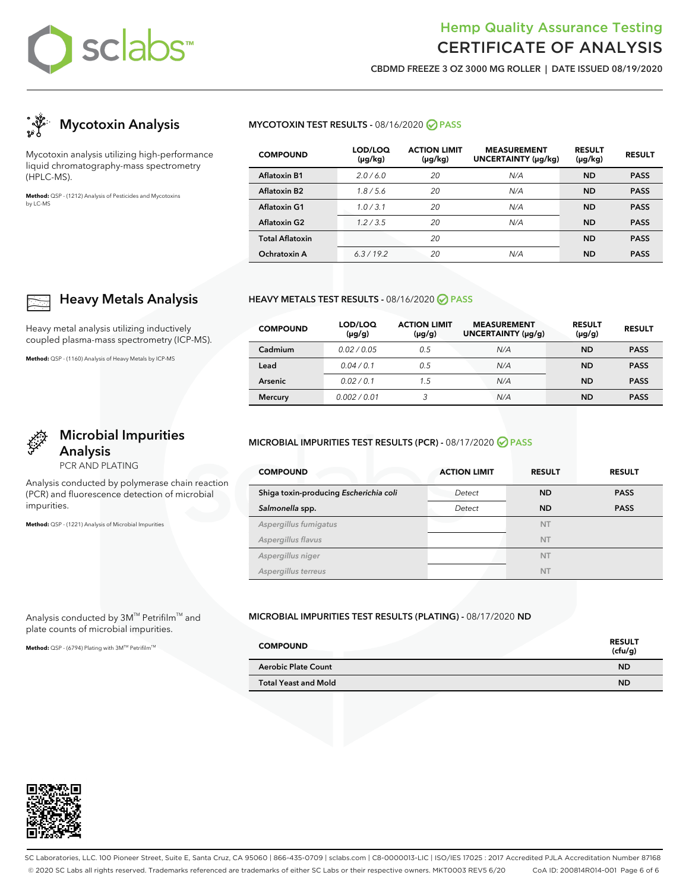# Hemp Quality Assurance Testing
# CERTIFICATE OF ANALYSIS

**CBDMD FREEZE 3 OZ 3000 MG ROLLER | DATE ISSUED 08/19/2020**

## Mycotoxin Analysis

Mycotoxin analysis utilizing high-performance liquid chromatography-mass spectrometry (HPLC-MS).

**Method:** QSP - (1212) Analysis of Pesticides and Mycotoxins by LC-MS

### MYCOTOXIN TEST RESULTS - 08/16/2020 PASS

| COMPOUND | LOD/LOQ (µg/kg) | ACTION LIMIT (µg/kg) | MEASUREMENT UNCERTAINTY (µg/kg) | RESULT (µg/kg) | RESULT |
|---|---|---|---|---|---|
| Aflatoxin B1 | 2.0 / 6.0 | 20 | N/A | ND | PASS |
| Aflatoxin B2 | 1.8 / 5.6 | 20 | N/A | ND | PASS |
| Aflatoxin G1 | 1.0 / 3.1 | 20 | N/A | ND | PASS |
| Aflatoxin G2 | 1.2 / 3.5 | 20 | N/A | ND | PASS |
| Total Aflatoxin | | 20 | | ND | PASS |
| Ochratoxin A | 6.3 / 19.2 | 20 | N/A | ND | PASS |

## Heavy Metals Analysis

Heavy metal analysis utilizing inductively coupled plasma-mass spectrometry (ICP-MS).

**Method:** QSP - (1160) Analysis of Heavy Metals by ICP-MS

### HEAVY METALS TEST RESULTS - 08/16/2020 PASS

| COMPOUND | LOD/LOQ (µg/g) | ACTION LIMIT (µg/g) | MEASUREMENT UNCERTAINTY (µg/g) | RESULT (µg/g) | RESULT |
|---|---|---|---|---|---|
| Cadmium | 0.02 / 0.05 | 0.5 | N/A | ND | PASS |
| Lead | 0.04 / 0.1 | 0.5 | N/A | ND | PASS |
| Arsenic | 0.02 / 0.1 | 1.5 | N/A | ND | PASS |
| Mercury | 0.002 / 0.01 | 3 | N/A | ND | PASS |

## Microbial Impurities Analysis

PCR AND PLATING

Analysis conducted by polymerase chain reaction (PCR) and fluorescence detection of microbial impurities.

**Method:** QSP - (1221) Analysis of Microbial Impurities

### MICROBIAL IMPURITIES TEST RESULTS (PCR) - 08/17/2020 PASS

| COMPOUND | ACTION LIMIT | RESULT | RESULT |
|---|---|---|---|
| Shiga toxin-producing *Escherichia coli* | Detect | ND | PASS |
| *Salmonella* spp. | Detect | ND | PASS |
| *Aspergillus fumigatus* | | NT | |
| *Aspergillus flavus* | | NT | |
| *Aspergillus niger* | | NT | |
| *Aspergillus terreus* | | NT | |

Analysis conducted by 3M™ Petrifilm™ and plate counts of microbial impurities.

**Method:** QSP - (6794) Plating with 3M™ Petrifilm™

### MICROBIAL IMPURITIES TEST RESULTS (PLATING) - 08/17/2020 ND

| COMPOUND | RESULT (cfu/g) |
|---|---|
| Aerobic Plate Count | ND |
| Total Yeast and Mold | ND |

SC Laboratories, LLC. 100 Pioneer Street, Suite E, Santa Cruz, CA 95060 | 866-435-0709 | sclabs.com | C8-0000013-LIC | ISO/IES 17025 : 2017 Accredited PJLA Accreditation Number 87168

© 2020 SC Labs all rights reserved. Trademarks referenced are trademarks of either SC Labs or their respective owners. MKT0003 REV5 6/20 CoA ID: 200814R014-001